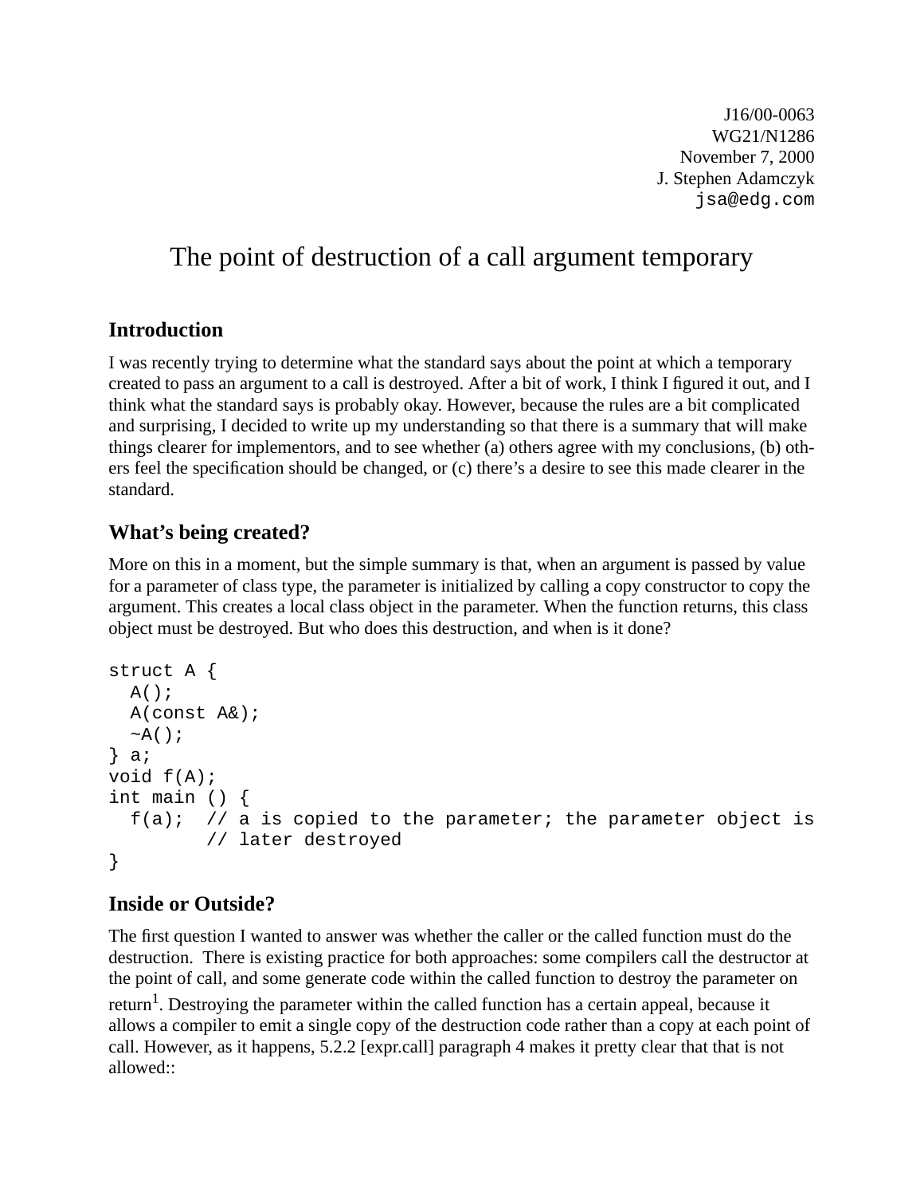J16/00-0063
WG21/N1286
November 7, 2000
J. Stephen Adamczyk
jsa@edg.com

# The point of destruction of a call argument temporary

## Introduction

I was recently trying to determine what the standard says about the point at which a temporary created to pass an argument to a call is destroyed. After a bit of work, I think I figured it out, and I think what the standard says is probably okay. However, because the rules are a bit complicated and surprising, I decided to write up my understanding so that there is a summary that will make things clearer for implementors, and to see whether (a) others agree with my conclusions, (b) others feel the specification should be changed, or (c) there's a desire to see this made clearer in the standard.

## What's being created?

More on this in a moment, but the simple summary is that, when an argument is passed by value for a parameter of class type, the parameter is initialized by calling a copy constructor to copy the argument. This creates a local class object in the parameter. When the function returns, this class object must be destroyed. But who does this destruction, and when is it done?

```
struct A {
  A();
  A(const A&);
  ~A();
} a;
void f(A);
int main () {
  f(a);  // a is copied to the parameter; the parameter object is
         // later destroyed
}
```

## Inside or Outside?

The first question I wanted to answer was whether the caller or the called function must do the destruction. There is existing practice for both approaches: some compilers call the destructor at the point of call, and some generate code within the called function to destroy the parameter on return[1]. Destroying the parameter within the called function has a certain appeal, because it allows a compiler to emit a single copy of the destruction code rather than a copy at each point of call. However, as it happens, 5.2.2 [expr.call] paragraph 4 makes it pretty clear that that is not allowed::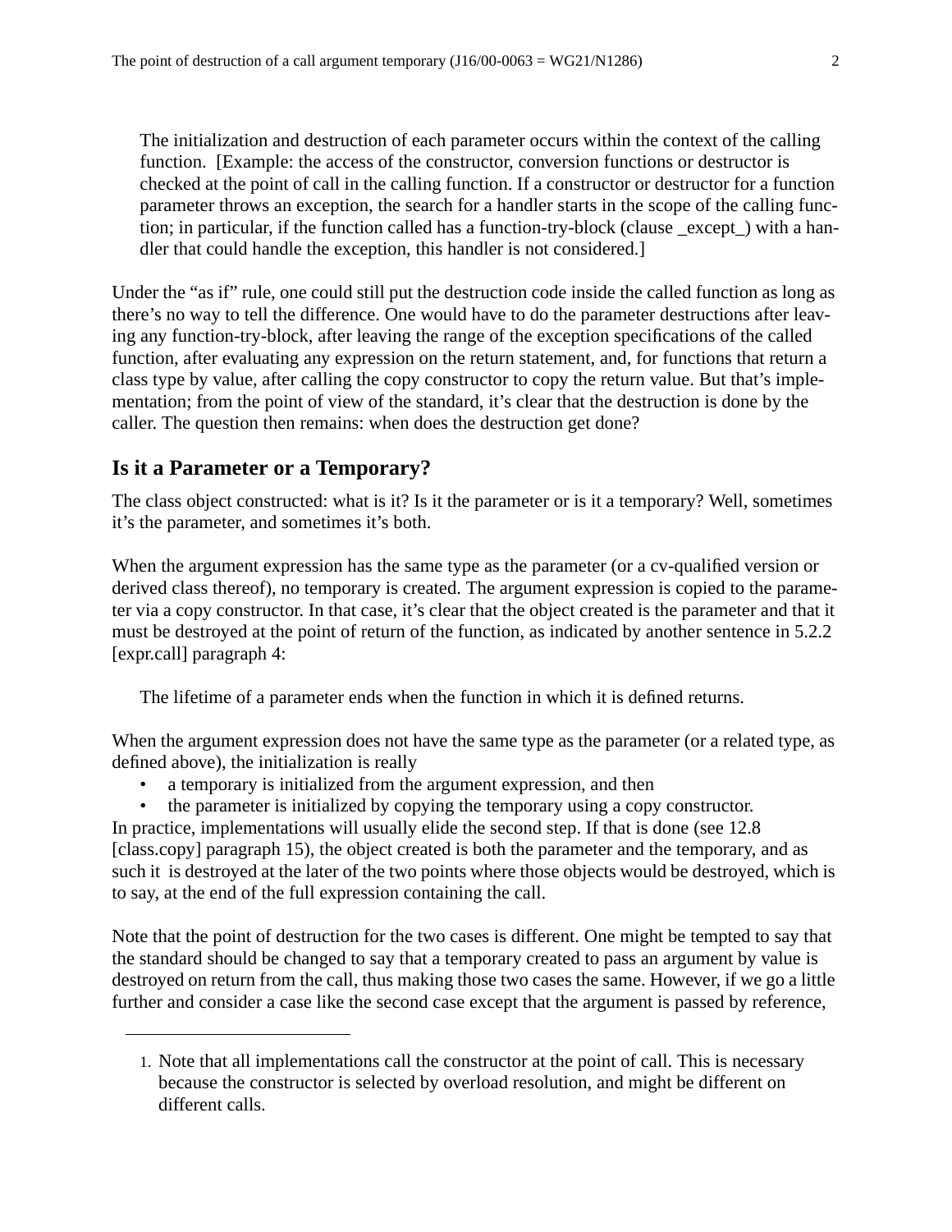> The initialization and destruction of each parameter occurs within the context of the calling function. [Example: the access of the constructor, conversion functions or destructor is checked at the point of call in the calling function. If a constructor or destructor for a function parameter throws an exception, the search for a handler starts in the scope of the calling function; in particular, if the function called has a function-try-block (clause _except_) with a handler that could handle the exception, this handler is not considered.]

Under the “as if” rule, one could still put the destruction code inside the called function as long as there’s no way to tell the difference. One would have to do the parameter destructions after leaving any function-try-block, after leaving the range of the exception specifications of the called function, after evaluating any expression on the return statement, and, for functions that return a class type by value, after calling the copy constructor to copy the return value. But that’s implementation; from the point of view of the standard, it’s clear that the destruction is done by the caller. The question then remains: when does the destruction get done?

## Is it a Parameter or a Temporary?

The class object constructed: what is it? Is it the parameter or is it a temporary? Well, sometimes it’s the parameter, and sometimes it’s both.

When the argument expression has the same type as the parameter (or a cv-qualified version or derived class thereof), no temporary is created. The argument expression is copied to the parameter via a copy constructor. In that case, it’s clear that the object created is the parameter and that it must be destroyed at the point of return of the function, as indicated by another sentence in 5.2.2 [expr.call] paragraph 4:

> The lifetime of a parameter ends when the function in which it is defined returns.

When the argument expression does not have the same type as the parameter (or a related type, as defined above), the initialization is really

- a temporary is initialized from the argument expression, and then
- the parameter is initialized by copying the temporary using a copy constructor.

In practice, implementations will usually elide the second step. If that is done (see 12.8 [class.copy] paragraph 15), the object created is both the parameter and the temporary, and as such it is destroyed at the later of the two points where those objects would be destroyed, which is to say, at the end of the full expression containing the call.

Note that the point of destruction for the two cases is different. One might be tempted to say that the standard should be changed to say that a temporary created to pass an argument by value is destroyed on return from the call, thus making those two cases the same. However, if we go a little further and consider a case like the second case except that the argument is passed by reference,

---

1. Note that all implementations call the constructor at the point of call. This is necessary because the constructor is selected by overload resolution, and might be different on different calls.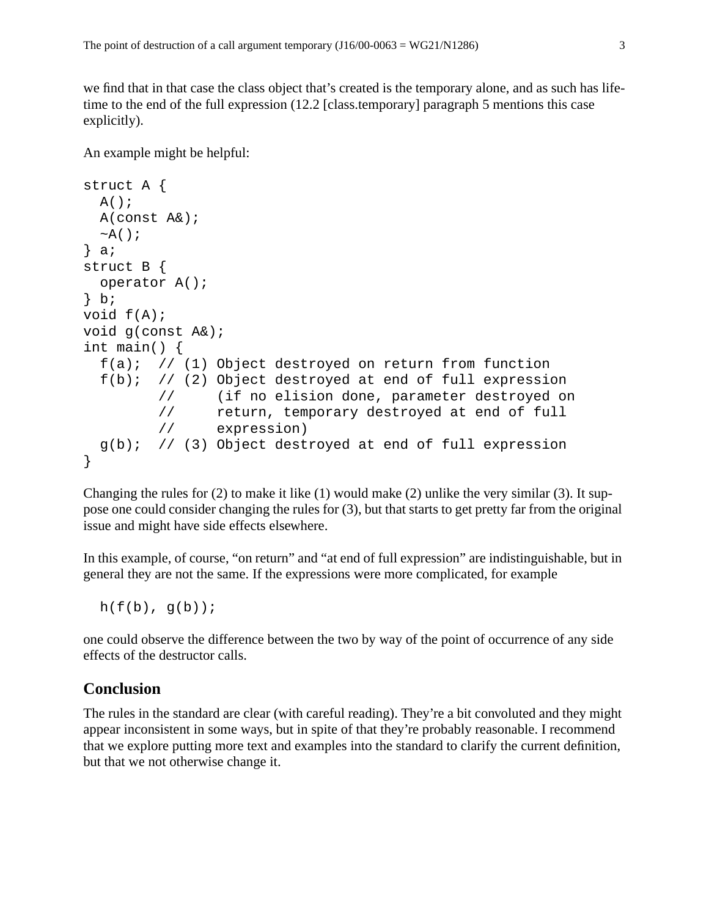we find that in that case the class object that's created is the temporary alone, and as such has lifetime to the end of the full expression (12.2 [class.temporary] paragraph 5 mentions this case explicitly).

An example might be helpful:

```
struct A {
  A();
  A(const A&);
  ~A();
} a;
struct B {
  operator A();
} b;
void f(A);
void g(const A&);
int main() {
  f(a);  // (1) Object destroyed on return from function
  f(b);  // (2) Object destroyed at end of full expression
         //     (if no elision done, parameter destroyed on
         //     return, temporary destroyed at end of full
         //     expression)
  g(b);  // (3) Object destroyed at end of full expression
}
```

Changing the rules for (2) to make it like (1) would make (2) unlike the very similar (3). It suppose one could consider changing the rules for (3), but that starts to get pretty far from the original issue and might have side effects elsewhere.

In this example, of course, "on return" and "at end of full expression" are indistinguishable, but in general they are not the same. If the expressions were more complicated, for example

```
  h(f(b), g(b));
```

one could observe the difference between the two by way of the point of occurrence of any side effects of the destructor calls.

## Conclusion

The rules in the standard are clear (with careful reading). They're a bit convoluted and they might appear inconsistent in some ways, but in spite of that they're probably reasonable. I recommend that we explore putting more text and examples into the standard to clarify the current definition, but that we not otherwise change it.